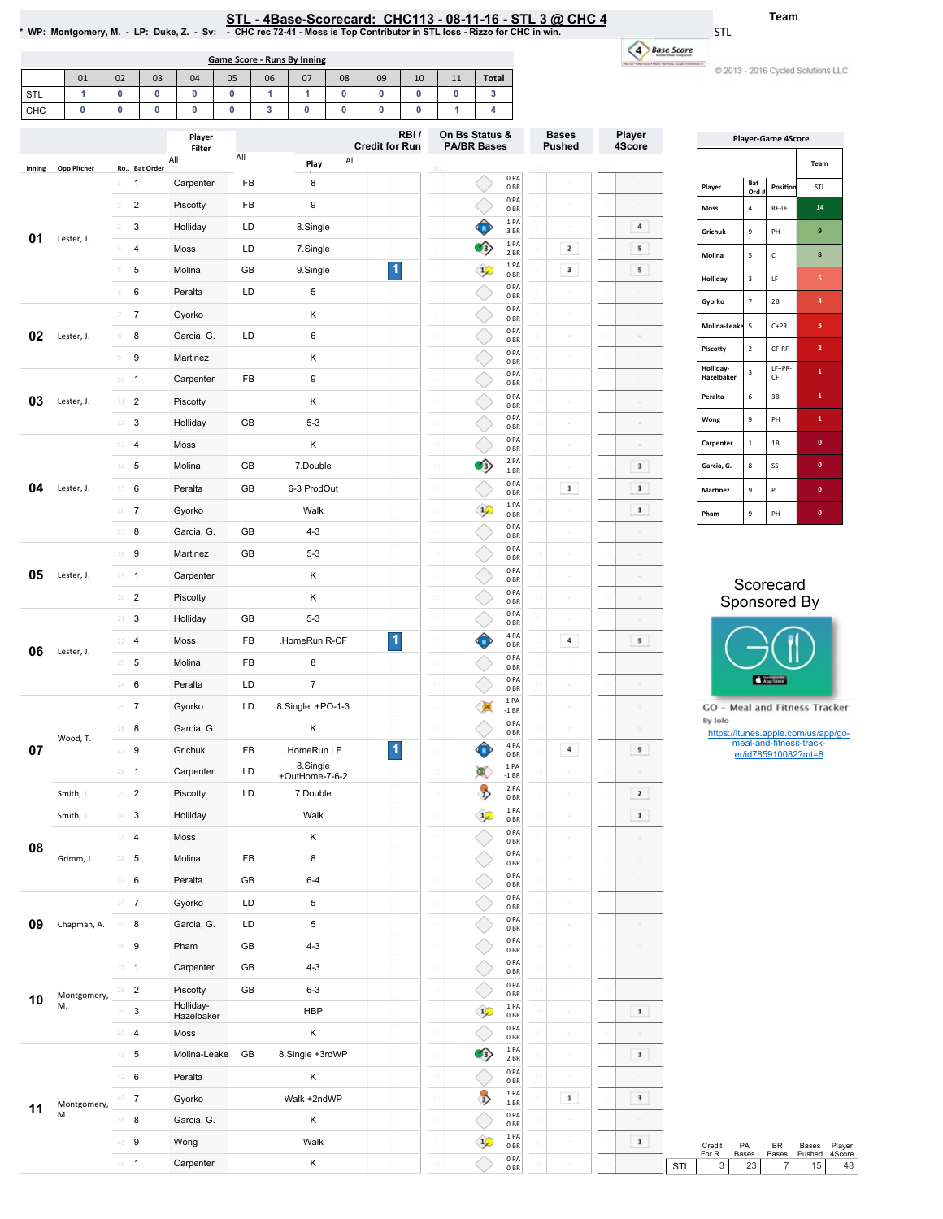# STL - 4Base-Scorecard: CHC113 - 08-11-16 - STL 3 @ CHC 4

\* WP: Montgomery, M. - LP: Duke, Z. - Sv: - CHC rec 72-41 - Moss is Top Contributor in STL loss - Rizzo for CHC in win.

Team: STL

© 2013 - 2016 Cycled Solutions LLC

## Game Score - Runs By Inning

| | 01 | 02 | 03 | 04 | 05 | 06 | 07 | 08 | 09 | 10 | 11 | Total |
|---|---|---|---|---|---|---|---|---|---|---|---|---|
| STL | 1 | 0 | 0 | 0 | 0 | 1 | 1 | 0 | 0 | 0 | 0 | 3 |
| CHC | 0 | 0 | 0 | 0 | 0 | 3 | 0 | 0 | 0 | 0 | 1 | 4 |

| Inning | Opp Pitcher | Ro.. | Bat Order | Player | | Play | RBI / Credit for Run | On Bs Status & PA/BR Bases | Bases Pushed | Player 4Score |
|---|---|---|---|---|---|---|---|---|---|---|
| 01 | Lester, J. | 1 | 1 | Carpenter | FB | 8 | | 0 PA 0 BR | | |
| | | 2 | 2 | Piscotty | FB | 9 | | 0 PA 0 BR | | |
| | | 3 | 3 | Holliday | LD | 8.Single | | 1 PA 3 BR | | 4 |
| | | 4 | 4 | Moss | LD | 7.Single | | 1 PA 2 BR | 2 | 5 |
| | | 5 | 5 | Molina | GB | 9.Single | 1 | 1 PA 0 BR | 3 | 5 |
| | | 6 | 6 | Peralta | LD | 5 | | 0 PA 0 BR | | |
| 02 | Lester, J. | 7 | 7 | Gyorko | | K | | 0 PA 0 BR | | |
| | | 8 | 8 | Garcia, G. | LD | 6 | | 0 PA 0 BR | | |
| | | 9 | 9 | Martinez | | K | | 0 PA 0 BR | | |
| 03 | Lester, J. | 10 | 1 | Carpenter | FB | 9 | | 0 PA 0 BR | | |
| | | 11 | 2 | Piscotty | | K | | 0 PA 0 BR | | |
| | | 12 | 3 | Holliday | GB | 5-3 | | 0 PA 0 BR | | |
| 04 | Lester, J. | 13 | 4 | Moss | | K | | 0 PA 0 BR | | |
| | | 14 | 5 | Molina | GB | 7.Double | | 2 PA 1 BR | | 3 |
| | | 15 | 6 | Peralta | GB | 6-3 ProdOut | | 0 PA 0 BR | 1 | 1 |
| | | 16 | 7 | Gyorko | | Walk | | 1 PA 0 BR | | 1 |
| | | 17 | 8 | Garcia, G. | GB | 4-3 | | 0 PA 0 BR | | |
| 05 | Lester, J. | 18 | 9 | Martinez | GB | 5-3 | | 0 PA 0 BR | | |
| | | 19 | 1 | Carpenter | | K | | 0 PA 0 BR | | |
| | | 20 | 2 | Piscotty | | K | | 0 PA 0 BR | | |
| 06 | Lester, J. | 21 | 3 | Holliday | GB | 5-3 | | 0 PA 0 BR | | |
| | | 22 | 4 | Moss | FB | .HomeRun R-CF | 1 | 4 PA 0 BR | 4 | 9 |
| | | 23 | 5 | Molina | FB | 8 | | 0 PA 0 BR | | |
| | | 24 | 6 | Peralta | LD | 7 | | 0 PA 0 BR | | |
| 07 | Wood, T. | 25 | 7 | Gyorko | LD | 8.Single +PO-1-3 | | 1 PA -1 BR | | |
| | | 26 | 8 | Garcia, G. | | K | | 0 PA 0 BR | | |
| | | 27 | 9 | Grichuk | FB | .HomeRun LF | 1 | 4 PA 0 BR | 4 | 9 |
| | | 28 | 1 | Carpenter | LD | 8.Single +OutHome-7-6-2 | | 1 PA -1 BR | | |
| | Smith, J. | 29 | 2 | Piscotty | LD | 7.Double | | 2 PA 0 BR | | 2 |
| 08 | Smith, J. | 30 | 3 | Holliday | | Walk | | 1 PA 0 BR | | 1 |
| | Grimm, J. | 31 | 4 | Moss | | K | | 0 PA 0 BR | | |
| | | 32 | 5 | Molina | FB | 8 | | 0 PA 0 BR | | |
| | | 33 | 6 | Peralta | GB | 6-4 | | 0 PA 0 BR | | |
| 09 | Chapman, A. | 34 | 7 | Gyorko | LD | 5 | | 0 PA 0 BR | | |
| | | 35 | 8 | Garcia, G. | LD | 5 | | 0 PA 0 BR | | |
| | | 36 | 9 | Pham | GB | 4-3 | | 0 PA 0 BR | | |
| 10 | Montgomery, M. | 37 | 1 | Carpenter | GB | 4-3 | | 0 PA 0 BR | | |
| | | 38 | 2 | Piscotty | GB | 6-3 | | 0 PA 0 BR | | |
| | | 39 | 3 | Holliday-Hazelbaker | | HBP | | 1 PA 0 BR | | 1 |
| 11 | Montgomery, M. | 40 | 4 | Moss | | K | | 0 PA 0 BR | | |
| | | 41 | 5 | Molina-Leake | GB | 8.Single +3rdWP | | 1 PA 2 BR | | 3 |
| | | 42 | 6 | Peralta | | K | | 0 PA 0 BR | | |
| | | 43 | 7 | Gyorko | | Walk +2ndWP | | 1 PA 1 BR | 1 | 3 |
| | | 44 | 8 | Garcia, G. | | K | | 0 PA 0 BR | | |
| | | 45 | 9 | Wong | | Walk | | 1 PA 0 BR | | 1 |
| | | 46 | 1 | Carpenter | | K | | 0 PA 0 BR | | |

| | Credit For R.. | PA Bases | BR Bases | Bases Pushed | Player 4Score |
|---|---|---|---|---|---|
| STL | 3 | 23 | 7 | 15 | 48 |

## Player-Game 4Score

| Player | Bat Ord # | Position | Team STL |
|---|---|---|---|
| Moss | 4 | RF-LF | 14 |
| Grichuk | 9 | PH | 9 |
| Molina | 5 | C | 8 |
| Holliday | 3 | LF | 5 |
| Gyorko | 7 | 2B | 4 |
| Molina-Leake | 5 | C+PR | 3 |
| Piscotty | 2 | CF-RF | 2 |
| Holliday-Hazelbaker | 3 | LF+PR-CF | 1 |
| Peralta | 6 | 3B | 1 |
| Wong | 9 | PH | 1 |
| Carpenter | 1 | 1B | 0 |
| Garcia, G. | 8 | SS | 0 |
| Martinez | 9 | P | 0 |
| Pham | 9 | PH | 0 |

Scorecard Sponsored By

GO - Meal and Fitness Tracker

By Iolo

https://itunes.apple.com/us/app/go-meal-and-fitness-track-er/id785910082?mt=8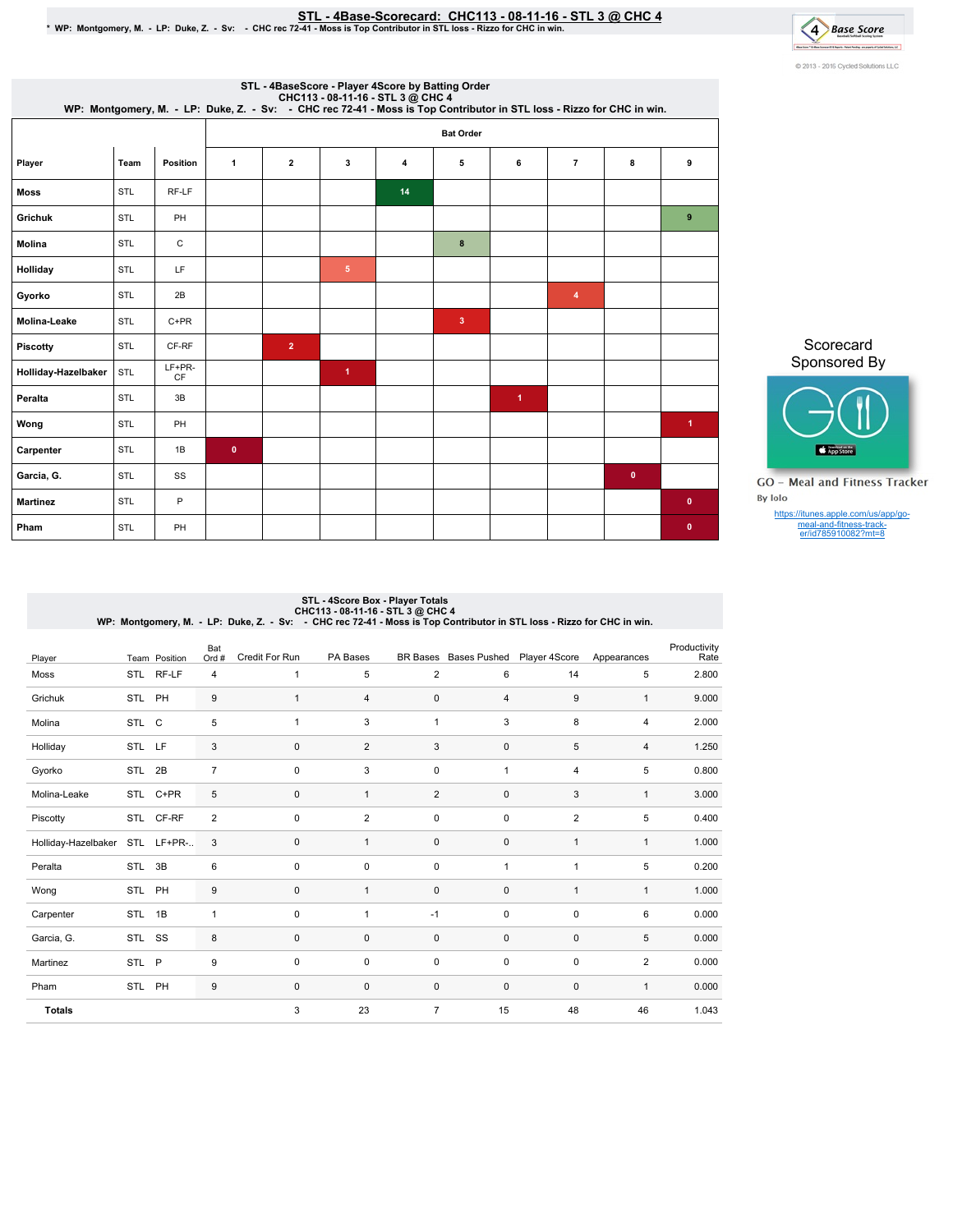# STL - 4Base-Scorecard: CHC113 - 08-11-16 - STL 3 @ CHC 4

\* WP: Montgomery, M. - LP: Duke, Z. - Sv: - CHC rec 72-41 - Moss is Top Contributor in STL loss - Rizzo for CHC in win.

© 2013 - 2016 Cycled Solutions LLC

## STL - 4BaseScore - Player 4Score by Batting Order

CHC113 - 08-11-16 - STL 3 @ CHC 4
WP: Montgomery, M. - LP: Duke, Z. - Sv: - CHC rec 72-41 - Moss is Top Contributor in STL loss - Rizzo for CHC in win.

| | | | Bat Order | | | | | | | | |
|---|---|---|---|---|---|---|---|---|---|---|---|
| Player | Team | Position | 1 | 2 | 3 | 4 | 5 | 6 | 7 | 8 | 9 |
| Moss | STL | RF-LF | | | | 14 | | | | | |
| Grichuk | STL | PH | | | | | | | | | 9 |
| Molina | STL | C | | | | | 8 | | | | |
| Holliday | STL | LF | | | 5 | | | | | | |
| Gyorko | STL | 2B | | | | | | | 4 | | |
| Molina-Leake | STL | C+PR | | | | | 3 | | | | |
| Piscotty | STL | CF-RF | | 2 | | | | | | | |
| Holliday-Hazelbaker | STL | LF+PR-CF | | | 1 | | | | | | |
| Peralta | STL | 3B | | | | | | 1 | | | |
| Wong | STL | PH | | | | | | | | | 1 |
| Carpenter | STL | 1B | 0 | | | | | | | | |
| Garcia, G. | STL | SS | | | | | | | | 0 | |
| Martinez | STL | P | | | | | | | | | 0 |
| Pham | STL | PH | | | | | | | | | 0 |

Scorecard Sponsored By

GO - Meal and Fitness Tracker
By Iolo

https://itunes.apple.com/us/app/go-meal-and-fitness-track-er/id785910082?mt=8

## STL - 4Score Box - Player Totals

CHC113 - 08-11-16 - STL 3 @ CHC 4
WP: Montgomery, M. - LP: Duke, Z. - Sv: - CHC rec 72-41 - Moss is Top Contributor in STL loss - Rizzo for CHC in win.

| Player | Team | Position | Bat Ord # | Credit For Run | PA Bases | BR Bases | Bases Pushed | Player 4Score | Appearances | Productivity Rate |
|---|---|---|---|---|---|---|---|---|---|---|
| Moss | STL | RF-LF | 4 | 1 | 5 | 2 | 6 | 14 | 5 | 2.800 |
| Grichuk | STL | PH | 9 | 1 | 4 | 0 | 4 | 9 | 1 | 9.000 |
| Molina | STL | C | 5 | 1 | 3 | 1 | 3 | 8 | 4 | 2.000 |
| Holliday | STL | LF | 3 | 0 | 2 | 3 | 0 | 5 | 4 | 1.250 |
| Gyorko | STL | 2B | 7 | 0 | 3 | 0 | 1 | 4 | 5 | 0.800 |
| Molina-Leake | STL | C+PR | 5 | 0 | 1 | 2 | 0 | 3 | 1 | 3.000 |
| Piscotty | STL | CF-RF | 2 | 0 | 2 | 0 | 0 | 2 | 5 | 0.400 |
| Holliday-Hazelbaker | STL | LF+PR-.. | 3 | 0 | 1 | 0 | 0 | 1 | 1 | 1.000 |
| Peralta | STL | 3B | 6 | 0 | 0 | 0 | 1 | 1 | 5 | 0.200 |
| Wong | STL | PH | 9 | 0 | 1 | 0 | 0 | 1 | 1 | 1.000 |
| Carpenter | STL | 1B | 1 | 0 | 1 | -1 | 0 | 0 | 6 | 0.000 |
| Garcia, G. | STL | SS | 8 | 0 | 0 | 0 | 0 | 0 | 5 | 0.000 |
| Martinez | STL | P | 9 | 0 | 0 | 0 | 0 | 0 | 2 | 0.000 |
| Pham | STL | PH | 9 | 0 | 0 | 0 | 0 | 0 | 1 | 0.000 |
| **Totals** | | | | 3 | 23 | 7 | 15 | 48 | 46 | 1.043 |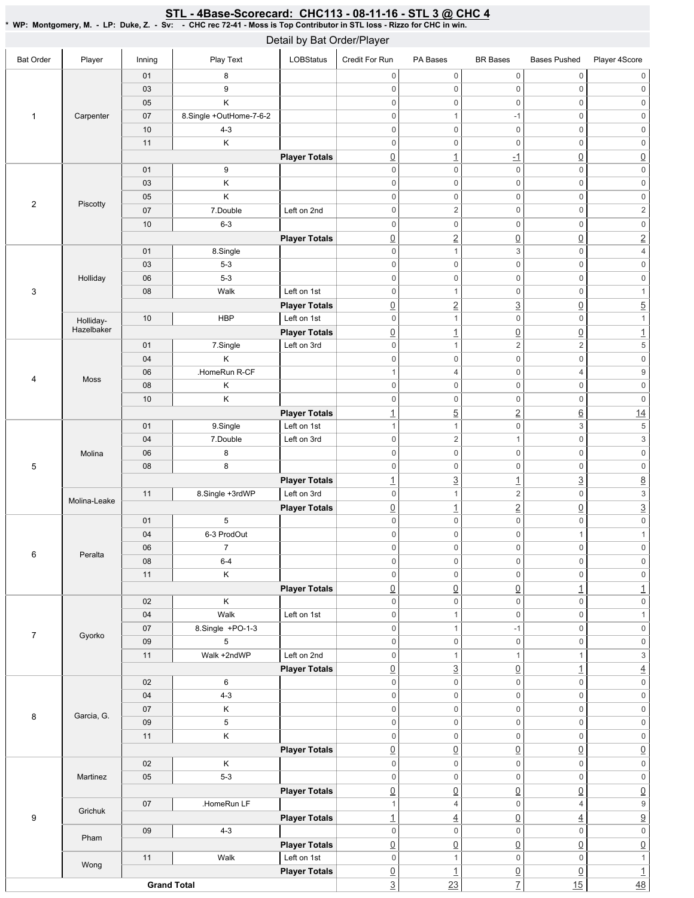# STL - 4Base-Scorecard: CHC113 - 08-11-16 - STL 3 @ CHC 4

**\* WP: Montgomery, M. - LP: Duke, Z. - Sv: - CHC rec 72-41 - Moss is Top Contributor in STL loss - Rizzo for CHC in win.**

## Detail by Bat Order/Player

| Bat Order | Player | Inning | Play Text | LOBStatus | Credit For Run | PA Bases | BR Bases | Bases Pushed | Player 4Score |
|---|---|---|---|---|---|---|---|---|---|
| 1 | Carpenter | 01 | 8 | | 0 | 0 | 0 | 0 | 0 |
| | | 03 | 9 | | 0 | 0 | 0 | 0 | 0 |
| | | 05 | K | | 0 | 0 | 0 | 0 | 0 |
| | | 07 | 8.Single +OutHome-7-6-2 | | 0 | 1 | -1 | 0 | 0 |
| | | 10 | 4-3 | | 0 | 0 | 0 | 0 | 0 |
| | | 11 | K | | 0 | 0 | 0 | 0 | 0 |
| | | | | Player Totals | 0 | 1 | -1 | 0 | 0 |
| 2 | Piscotty | 01 | 9 | | 0 | 0 | 0 | 0 | 0 |
| | | 03 | K | | 0 | 0 | 0 | 0 | 0 |
| | | 05 | K | | 0 | 0 | 0 | 0 | 0 |
| | | 07 | 7.Double | Left on 2nd | 0 | 2 | 0 | 0 | 2 |
| | | 10 | 6-3 | | 0 | 0 | 0 | 0 | 0 |
| | | | | Player Totals | 0 | 2 | 0 | 0 | 2 |
| 3 | Holliday | 01 | 8.Single | | 0 | 1 | 3 | 0 | 4 |
| | | 03 | 5-3 | | 0 | 0 | 0 | 0 | 0 |
| | | 06 | 5-3 | | 0 | 0 | 0 | 0 | 0 |
| | | 08 | Walk | Left on 1st | 0 | 1 | 0 | 0 | 1 |
| | | | | Player Totals | 0 | 2 | 3 | 0 | 5 |
| | Holliday-Hazelbaker | 10 | HBP | Left on 1st | 0 | 1 | 0 | 0 | 1 |
| | | | | Player Totals | 0 | 1 | 0 | 0 | 1 |
| 4 | Moss | 01 | 7.Single | Left on 3rd | 0 | 1 | 2 | 2 | 5 |
| | | 04 | K | | 0 | 0 | 0 | 0 | 0 |
| | | 06 | .HomeRun R-CF | | 1 | 4 | 0 | 4 | 9 |
| | | 08 | K | | 0 | 0 | 0 | 0 | 0 |
| | | 10 | K | | 0 | 0 | 0 | 0 | 0 |
| | | | | Player Totals | 1 | 5 | 2 | 6 | 14 |
| 5 | Molina | 01 | 9.Single | Left on 1st | 1 | 1 | 0 | 3 | 5 |
| | | 04 | 7.Double | Left on 3rd | 0 | 2 | 1 | 0 | 3 |
| | | 06 | 8 | | 0 | 0 | 0 | 0 | 0 |
| | | 08 | 8 | | 0 | 0 | 0 | 0 | 0 |
| | | | | Player Totals | 1 | 3 | 1 | 3 | 8 |
| | Molina-Leake | 11 | 8.Single +3rdWP | Left on 3rd | 0 | 1 | 2 | 0 | 3 |
| | | | | Player Totals | 0 | 1 | 2 | 0 | 3 |
| 6 | Peralta | 01 | 5 | | 0 | 0 | 0 | 0 | 0 |
| | | 04 | 6-3 ProdOut | | 0 | 0 | 0 | 1 | 1 |
| | | 06 | 7 | | 0 | 0 | 0 | 0 | 0 |
| | | 08 | 6-4 | | 0 | 0 | 0 | 0 | 0 |
| | | 11 | K | | 0 | 0 | 0 | 0 | 0 |
| | | | | Player Totals | 0 | 0 | 0 | 1 | 1 |
| 7 | Gyorko | 02 | K | | 0 | 0 | 0 | 0 | 0 |
| | | 04 | Walk | Left on 1st | 0 | 1 | 0 | 0 | 1 |
| | | 07 | 8.Single +PO-1-3 | | 0 | 1 | -1 | 0 | 0 |
| | | 09 | 5 | | 0 | 0 | 0 | 0 | 0 |
| | | 11 | Walk +2ndWP | Left on 2nd | 0 | 1 | 1 | 1 | 3 |
| | | | | Player Totals | 0 | 3 | 0 | 1 | 4 |
| 8 | Garcia, G. | 02 | 6 | | 0 | 0 | 0 | 0 | 0 |
| | | 04 | 4-3 | | 0 | 0 | 0 | 0 | 0 |
| | | 07 | K | | 0 | 0 | 0 | 0 | 0 |
| | | 09 | 5 | | 0 | 0 | 0 | 0 | 0 |
| | | 11 | K | | 0 | 0 | 0 | 0 | 0 |
| | | | | Player Totals | 0 | 0 | 0 | 0 | 0 |
| 9 | Martinez | 02 | K | | 0 | 0 | 0 | 0 | 0 |
| | | 05 | 5-3 | | 0 | 0 | 0 | 0 | 0 |
| | | | | Player Totals | 0 | 0 | 0 | 0 | 0 |
| | Grichuk | 07 | .HomeRun LF | | 1 | 4 | 0 | 4 | 9 |
| | | | | Player Totals | 1 | 4 | 0 | 4 | 9 |
| | Pham | 09 | 4-3 | | 0 | 0 | 0 | 0 | 0 |
| | | | | Player Totals | 0 | 0 | 0 | 0 | 0 |
| | Wong | 11 | Walk | Left on 1st | 0 | 1 | 0 | 0 | 1 |
| | | | | Player Totals | 0 | 1 | 0 | 0 | 1 |
| Grand Total | | | | | 3 | 23 | 7 | 15 | 48 |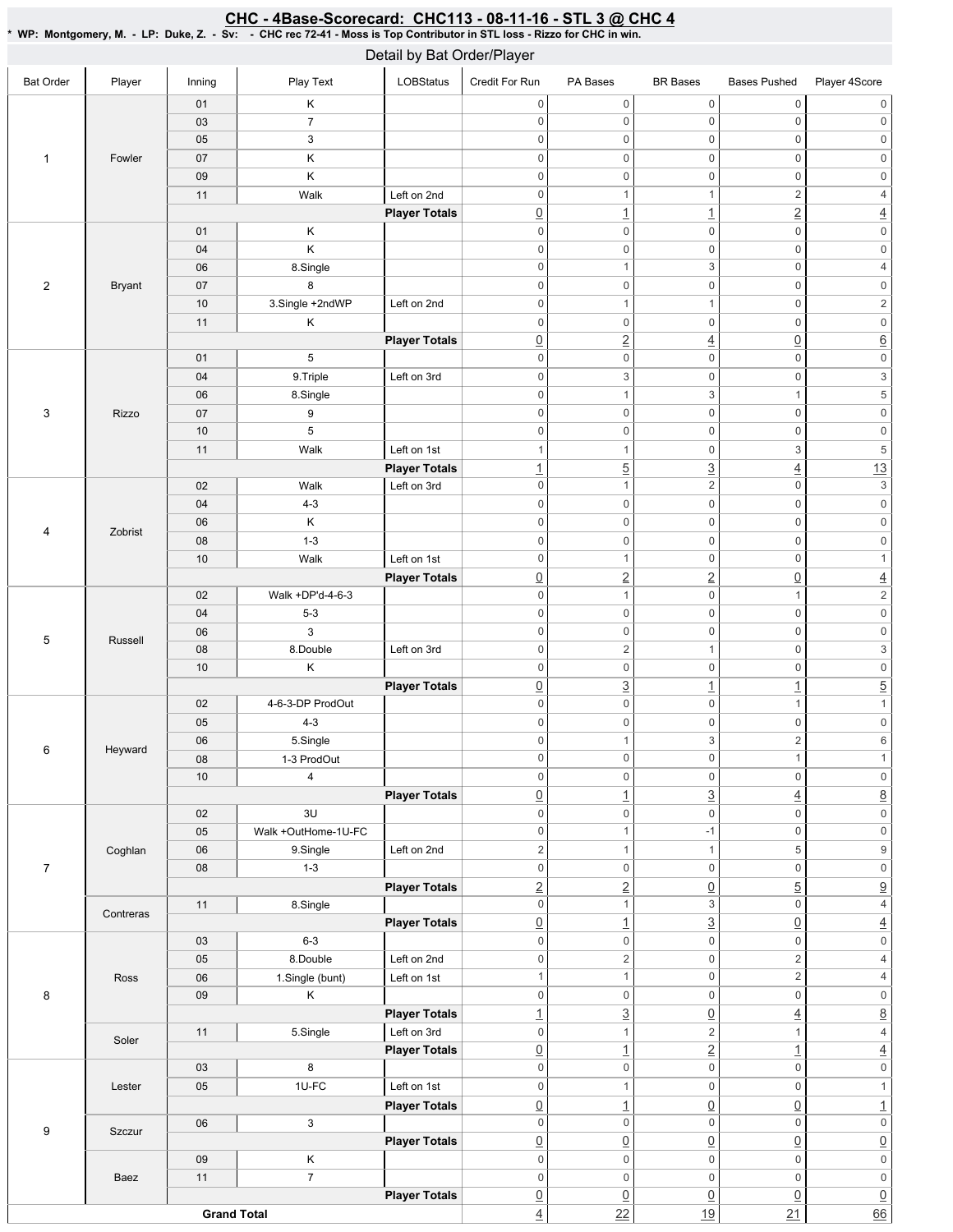## CHC - 4Base-Scorecard: CHC113 - 08-11-16 - STL 3 @ CHC 4

* WP: Montgomery, M. - LP: Duke, Z. - Sv: - CHC rec 72-41 - Moss is Top Contributor in STL loss - Rizzo for CHC in win.

### Detail by Bat Order/Player

| Bat Order | Player | Inning | Play Text | LOBStatus | Credit For Run | PA Bases | BR Bases | Bases Pushed | Player 4Score |
|---|---|---|---|---|---|---|---|---|---|
| 1 | Fowler | 01 | K | | 0 | 0 | 0 | 0 | 0 |
| | | 03 | 7 | | 0 | 0 | 0 | 0 | 0 |
| | | 05 | 3 | | 0 | 0 | 0 | 0 | 0 |
| | | 07 | K | | 0 | 0 | 0 | 0 | 0 |
| | | 09 | K | | 0 | 0 | 0 | 0 | 0 |
| | | 11 | Walk | Left on 2nd | 0 | 1 | 1 | 2 | 4 |
| | | | | Player Totals | 0 | 1 | 1 | 2 | 4 |
| 2 | Bryant | 01 | K | | 0 | 0 | 0 | 0 | 0 |
| | | 04 | K | | 0 | 0 | 0 | 0 | 0 |
| | | 06 | 8.Single | | 0 | 1 | 3 | 0 | 4 |
| | | 07 | 8 | | 0 | 0 | 0 | 0 | 0 |
| | | 10 | 3.Single +2ndWP | Left on 2nd | 0 | 1 | 1 | 0 | 2 |
| | | 11 | K | | 0 | 0 | 0 | 0 | 0 |
| | | | | Player Totals | 0 | 2 | 4 | 0 | 6 |
| 3 | Rizzo | 01 | 5 | | 0 | 0 | 0 | 0 | 0 |
| | | 04 | 9.Triple | Left on 3rd | 0 | 3 | 0 | 0 | 3 |
| | | 06 | 8.Single | | 0 | 1 | 3 | 1 | 5 |
| | | 07 | 9 | | 0 | 0 | 0 | 0 | 0 |
| | | 10 | 5 | | 0 | 0 | 0 | 0 | 0 |
| | | 11 | Walk | Left on 1st | 1 | 1 | 0 | 3 | 5 |
| | | | | Player Totals | 1 | 5 | 3 | 4 | 13 |
| 4 | Zobrist | 02 | Walk | Left on 3rd | 0 | 1 | 2 | 0 | 3 |
| | | 04 | 4-3 | | 0 | 0 | 0 | 0 | 0 |
| | | 06 | K | | 0 | 0 | 0 | 0 | 0 |
| | | 08 | 1-3 | | 0 | 0 | 0 | 0 | 0 |
| | | 10 | Walk | Left on 1st | 0 | 1 | 0 | 0 | 1 |
| | | | | Player Totals | 0 | 2 | 2 | 0 | 4 |
| 5 | Russell | 02 | Walk +DP'd-4-6-3 | | 0 | 1 | 0 | 1 | 2 |
| | | 04 | 5-3 | | 0 | 0 | 0 | 0 | 0 |
| | | 06 | 3 | | 0 | 0 | 0 | 0 | 0 |
| | | 08 | 8.Double | Left on 3rd | 0 | 2 | 1 | 0 | 3 |
| | | 10 | K | | 0 | 0 | 0 | 0 | 0 |
| | | | | Player Totals | 0 | 3 | 1 | 1 | 5 |
| 6 | Heyward | 02 | 4-6-3-DP ProdOut | | 0 | 0 | 0 | 1 | 1 |
| | | 05 | 4-3 | | 0 | 0 | 0 | 0 | 0 |
| | | 06 | 5.Single | | 0 | 1 | 3 | 2 | 6 |
| | | 08 | 1-3 ProdOut | | 0 | 0 | 0 | 1 | 1 |
| | | 10 | 4 | | 0 | 0 | 0 | 0 | 0 |
| | | | | Player Totals | 0 | 1 | 3 | 4 | 8 |
| 7 | Coghlan | 02 | 3U | | 0 | 0 | 0 | 0 | 0 |
| | | 05 | Walk +OutHome-1U-FC | | 0 | 1 | -1 | 0 | 0 |
| | | 06 | 9.Single | Left on 2nd | 2 | 1 | 1 | 5 | 9 |
| | | 08 | 1-3 | | 0 | 0 | 0 | 0 | 0 |
| | | | | Player Totals | 2 | 2 | 0 | 5 | 9 |
| | Contreras | 11 | 8.Single | | 0 | 1 | 3 | 0 | 4 |
| | | | | Player Totals | 0 | 1 | 3 | 0 | 4 |
| 8 | Ross | 03 | 6-3 | | 0 | 0 | 0 | 0 | 0 |
| | | 05 | 8.Double | Left on 2nd | 0 | 2 | 0 | 2 | 4 |
| | | 06 | 1.Single (bunt) | Left on 1st | 1 | 1 | 0 | 2 | 4 |
| | | 09 | K | | 0 | 0 | 0 | 0 | 0 |
| | | | | Player Totals | 1 | 3 | 0 | 4 | 8 |
| | Soler | 11 | 5.Single | Left on 3rd | 0 | 1 | 2 | 1 | 4 |
| | | | | Player Totals | 0 | 1 | 2 | 1 | 4 |
| 9 | Lester | 03 | 8 | | 0 | 0 | 0 | 0 | 0 |
| | | 05 | 1U-FC | Left on 1st | 0 | 1 | 0 | 0 | 1 |
| | | | | Player Totals | 0 | 1 | 0 | 0 | 1 |
| | Szczur | 06 | 3 | | 0 | 0 | 0 | 0 | 0 |
| | | | | Player Totals | 0 | 0 | 0 | 0 | 0 |
| | Baez | 09 | K | | 0 | 0 | 0 | 0 | 0 |
| | | 11 | 7 | | 0 | 0 | 0 | 0 | 0 |
| | | | | Player Totals | 0 | 0 | 0 | 0 | 0 |
| Grand Total | | | | | 4 | 22 | 19 | 21 | 66 |